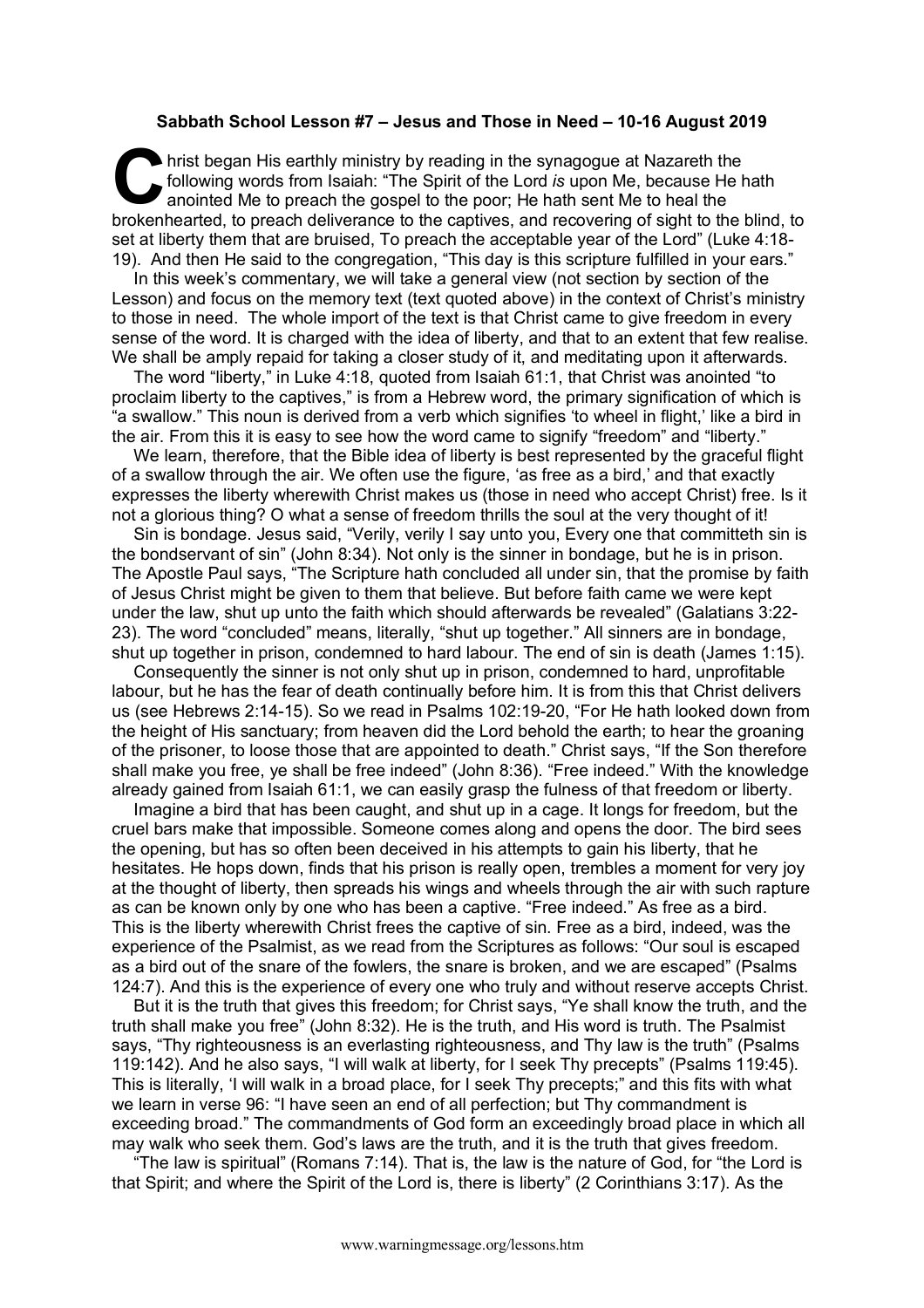**Sabbath School Lesson #7 – Jesus and Those in Need – 10-16 August 2019**

Christ began His earthly ministry by reading in the synagogue at Nazareth the following words from Isaiah: "The Spirit of the Lord *is* upon Me, because He hath anointed Me to preach the gospel to the poor; He hath sent Me to heal the brokenhearted, to preach deliverance to the captives, and recovering of sight to the blind, to set at liberty them that are bruised, To preach the acceptable year of the Lord" (Luke 4:18-19). And then He said to the congregation, "This day is this scripture fulfilled in your ears."

In this week's commentary, we will take a general view (not section by section of the Lesson) and focus on the memory text (text quoted above) in the context of Christ's ministry to those in need. The whole import of the text is that Christ came to give freedom in every sense of the word. It is charged with the idea of liberty, and that to an extent that few realise. We shall be amply repaid for taking a closer study of it, and meditating upon it afterwards.

The word "liberty," in Luke 4:18, quoted from Isaiah 61:1, that Christ was anointed "to proclaim liberty to the captives," is from a Hebrew word, the primary signification of which is "a swallow." This noun is derived from a verb which signifies 'to wheel in flight,' like a bird in the air. From this it is easy to see how the word came to signify "freedom" and "liberty."

We learn, therefore, that the Bible idea of liberty is best represented by the graceful flight of a swallow through the air. We often use the figure, 'as free as a bird,' and that exactly expresses the liberty wherewith Christ makes us (those in need who accept Christ) free. Is it not a glorious thing? O what a sense of freedom thrills the soul at the very thought of it!

Sin is bondage. Jesus said, "Verily, verily I say unto you, Every one that committeth sin is the bondservant of sin" (John 8:34). Not only is the sinner in bondage, but he is in prison. The Apostle Paul says, "The Scripture hath concluded all under sin, that the promise by faith of Jesus Christ might be given to them that believe. But before faith came we were kept under the law, shut up unto the faith which should afterwards be revealed" (Galatians 3:22-23). The word "concluded" means, literally, "shut up together." All sinners are in bondage, shut up together in prison, condemned to hard labour. The end of sin is death (James 1:15).

Consequently the sinner is not only shut up in prison, condemned to hard, unprofitable labour, but he has the fear of death continually before him. It is from this that Christ delivers us (see Hebrews 2:14-15). So we read in Psalms 102:19-20, "For He hath looked down from the height of His sanctuary; from heaven did the Lord behold the earth; to hear the groaning of the prisoner, to loose those that are appointed to death." Christ says, "If the Son therefore shall make you free, ye shall be free indeed" (John 8:36). "Free indeed." With the knowledge already gained from Isaiah 61:1, we can easily grasp the fulness of that freedom or liberty.

Imagine a bird that has been caught, and shut up in a cage. It longs for freedom, but the cruel bars make that impossible. Someone comes along and opens the door. The bird sees the opening, but has so often been deceived in his attempts to gain his liberty, that he hesitates. He hops down, finds that his prison is really open, trembles a moment for very joy at the thought of liberty, then spreads his wings and wheels through the air with such rapture as can be known only by one who has been a captive. "Free indeed." As free as a bird. This is the liberty wherewith Christ frees the captive of sin. Free as a bird, indeed, was the experience of the Psalmist, as we read from the Scriptures as follows: "Our soul is escaped as a bird out of the snare of the fowlers, the snare is broken, and we are escaped" (Psalms 124:7). And this is the experience of every one who truly and without reserve accepts Christ.

But it is the truth that gives this freedom; for Christ says, "Ye shall know the truth, and the truth shall make you free" (John 8:32). He is the truth, and His word is truth. The Psalmist says, "Thy righteousness is an everlasting righteousness, and Thy law is the truth" (Psalms 119:142). And he also says, "I will walk at liberty, for I seek Thy precepts" (Psalms 119:45). This is literally, 'I will walk in a broad place, for I seek Thy precepts;" and this fits with what we learn in verse 96: "I have seen an end of all perfection; but Thy commandment is exceeding broad." The commandments of God form an exceedingly broad place in which all may walk who seek them. God's laws are the truth, and it is the truth that gives freedom.

"The law is spiritual" (Romans 7:14). That is, the law is the nature of God, for "the Lord is that Spirit; and where the Spirit of the Lord is, there is liberty" (2 Corinthians 3:17). As the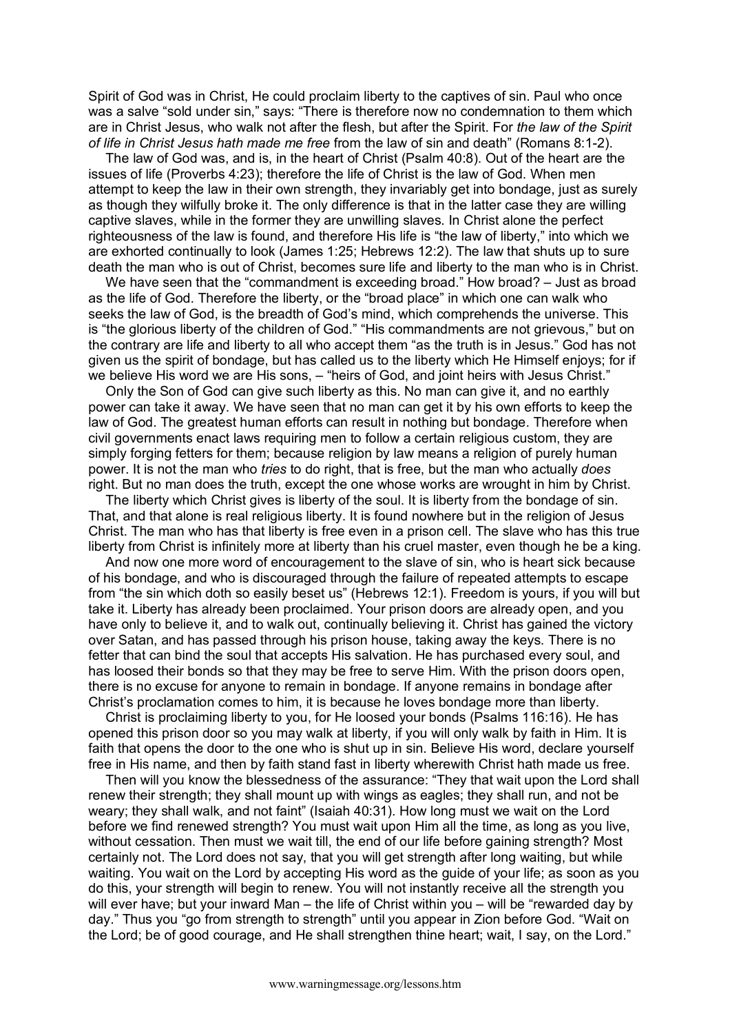Spirit of God was in Christ, He could proclaim liberty to the captives of sin. Paul who once was a salve "sold under sin," says: "There is therefore now no condemnation to them which are in Christ Jesus, who walk not after the flesh, but after the Spirit. For *the law of the Spirit of life in Christ Jesus hath made me free* from the law of sin and death" (Romans 8:1-2).

The law of God was, and is, in the heart of Christ (Psalm 40:8). Out of the heart are the issues of life (Proverbs 4:23); therefore the life of Christ is the law of God. When men attempt to keep the law in their own strength, they invariably get into bondage, just as surely as though they wilfully broke it. The only difference is that in the latter case they are willing captive slaves, while in the former they are unwilling slaves. In Christ alone the perfect righteousness of the law is found, and therefore His life is "the law of liberty," into which we are exhorted continually to look (James 1:25; Hebrews 12:2). The law that shuts up to sure death the man who is out of Christ, becomes sure life and liberty to the man who is in Christ.

We have seen that the "commandment is exceeding broad." How broad? – Just as broad as the life of God. Therefore the liberty, or the "broad place" in which one can walk who seeks the law of God, is the breadth of God's mind, which comprehends the universe. This is "the glorious liberty of the children of God." "His commandments are not grievous," but on the contrary are life and liberty to all who accept them "as the truth is in Jesus." God has not given us the spirit of bondage, but has called us to the liberty which He Himself enjoys; for if we believe His word we are His sons, – "heirs of God, and joint heirs with Jesus Christ."

Only the Son of God can give such liberty as this. No man can give it, and no earthly power can take it away. We have seen that no man can get it by his own efforts to keep the law of God. The greatest human efforts can result in nothing but bondage. Therefore when civil governments enact laws requiring men to follow a certain religious custom, they are simply forging fetters for them; because religion by law means a religion of purely human power. It is not the man who *tries* to do right, that is free, but the man who actually *does* right. But no man does the truth, except the one whose works are wrought in him by Christ.

The liberty which Christ gives is liberty of the soul. It is liberty from the bondage of sin. That, and that alone is real religious liberty. It is found nowhere but in the religion of Jesus Christ. The man who has that liberty is free even in a prison cell. The slave who has this true liberty from Christ is infinitely more at liberty than his cruel master, even though he be a king.

And now one more word of encouragement to the slave of sin, who is heart sick because of his bondage, and who is discouraged through the failure of repeated attempts to escape from "the sin which doth so easily beset us" (Hebrews 12:1). Freedom is yours, if you will but take it. Liberty has already been proclaimed. Your prison doors are already open, and you have only to believe it, and to walk out, continually believing it. Christ has gained the victory over Satan, and has passed through his prison house, taking away the keys. There is no fetter that can bind the soul that accepts His salvation. He has purchased every soul, and has loosed their bonds so that they may be free to serve Him. With the prison doors open, there is no excuse for anyone to remain in bondage. If anyone remains in bondage after Christ's proclamation comes to him, it is because he loves bondage more than liberty.

Christ is proclaiming liberty to you, for He loosed your bonds (Psalms 116:16). He has opened this prison door so you may walk at liberty, if you will only walk by faith in Him. It is faith that opens the door to the one who is shut up in sin. Believe His word, declare yourself free in His name, and then by faith stand fast in liberty wherewith Christ hath made us free.

Then will you know the blessedness of the assurance: "They that wait upon the Lord shall renew their strength; they shall mount up with wings as eagles; they shall run, and not be weary; they shall walk, and not faint" (Isaiah 40:31). How long must we wait on the Lord before we find renewed strength? You must wait upon Him all the time, as long as you live, without cessation. Then must we wait till, the end of our life before gaining strength? Most certainly not. The Lord does not say, that you will get strength after long waiting, but while waiting. You wait on the Lord by accepting His word as the guide of your life; as soon as you do this, your strength will begin to renew. You will not instantly receive all the strength you will ever have; but your inward Man – the life of Christ within you – will be "rewarded day by day." Thus you "go from strength to strength" until you appear in Zion before God. "Wait on the Lord; be of good courage, and He shall strengthen thine heart; wait, I say, on the Lord."

www.warningmessage.org/lessons.htm